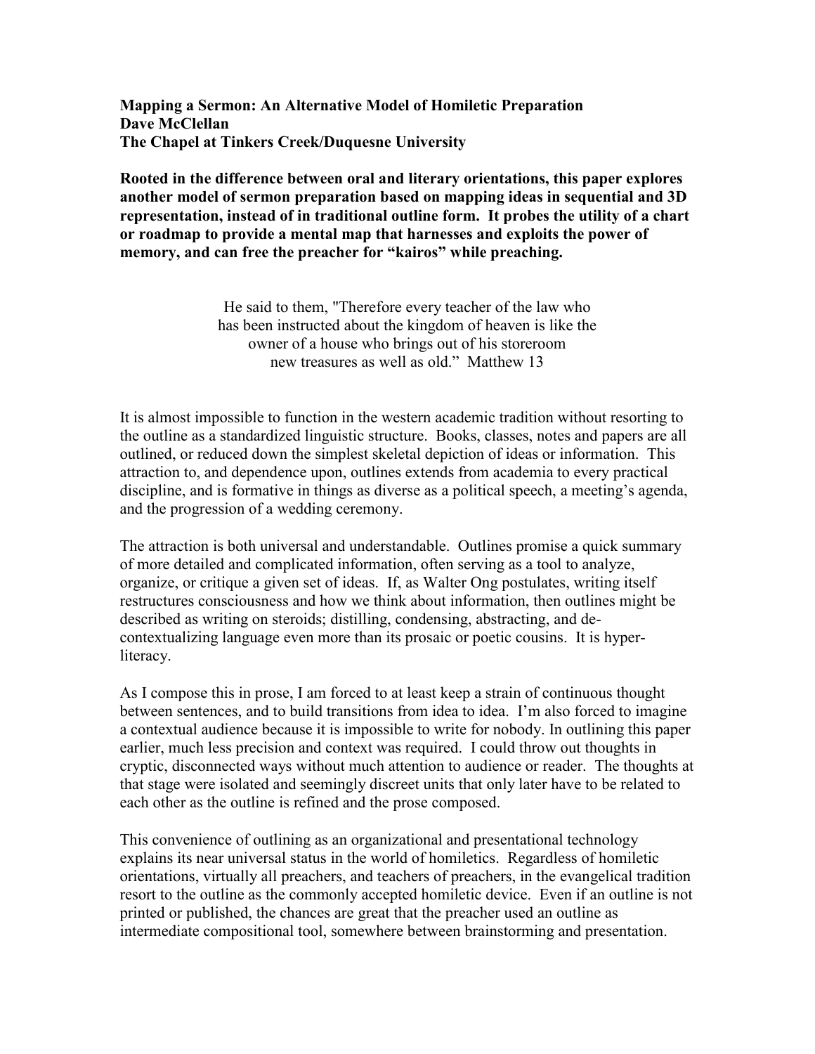**Mapping a Sermon: An Alternative Model of Homiletic Preparation**
**Dave McClellan**
**The Chapel at Tinkers Creek/Duquesne University**

**Rooted in the difference between oral and literary orientations, this paper explores another model of sermon preparation based on mapping ideas in sequential and 3D representation, instead of in traditional outline form. It probes the utility of a chart or roadmap to provide a mental map that harnesses and exploits the power of memory, and can free the preacher for "kairos" while preaching.**

> He said to them, "Therefore every teacher of the law who has been instructed about the kingdom of heaven is like the owner of a house who brings out of his storeroom new treasures as well as old." Matthew 13

It is almost impossible to function in the western academic tradition without resorting to the outline as a standardized linguistic structure. Books, classes, notes and papers are all outlined, or reduced down the simplest skeletal depiction of ideas or information. This attraction to, and dependence upon, outlines extends from academia to every practical discipline, and is formative in things as diverse as a political speech, a meeting's agenda, and the progression of a wedding ceremony.

The attraction is both universal and understandable. Outlines promise a quick summary of more detailed and complicated information, often serving as a tool to analyze, organize, or critique a given set of ideas. If, as Walter Ong postulates, writing itself restructures consciousness and how we think about information, then outlines might be described as writing on steroids; distilling, condensing, abstracting, and de-contextualizing language even more than its prosaic or poetic cousins. It is hyper-literacy.

As I compose this in prose, I am forced to at least keep a strain of continuous thought between sentences, and to build transitions from idea to idea. I'm also forced to imagine a contextual audience because it is impossible to write for nobody. In outlining this paper earlier, much less precision and context was required. I could throw out thoughts in cryptic, disconnected ways without much attention to audience or reader. The thoughts at that stage were isolated and seemingly discreet units that only later have to be related to each other as the outline is refined and the prose composed.

This convenience of outlining as an organizational and presentational technology explains its near universal status in the world of homiletics. Regardless of homiletic orientations, virtually all preachers, and teachers of preachers, in the evangelical tradition resort to the outline as the commonly accepted homiletic device. Even if an outline is not printed or published, the chances are great that the preacher used an outline as intermediate compositional tool, somewhere between brainstorming and presentation.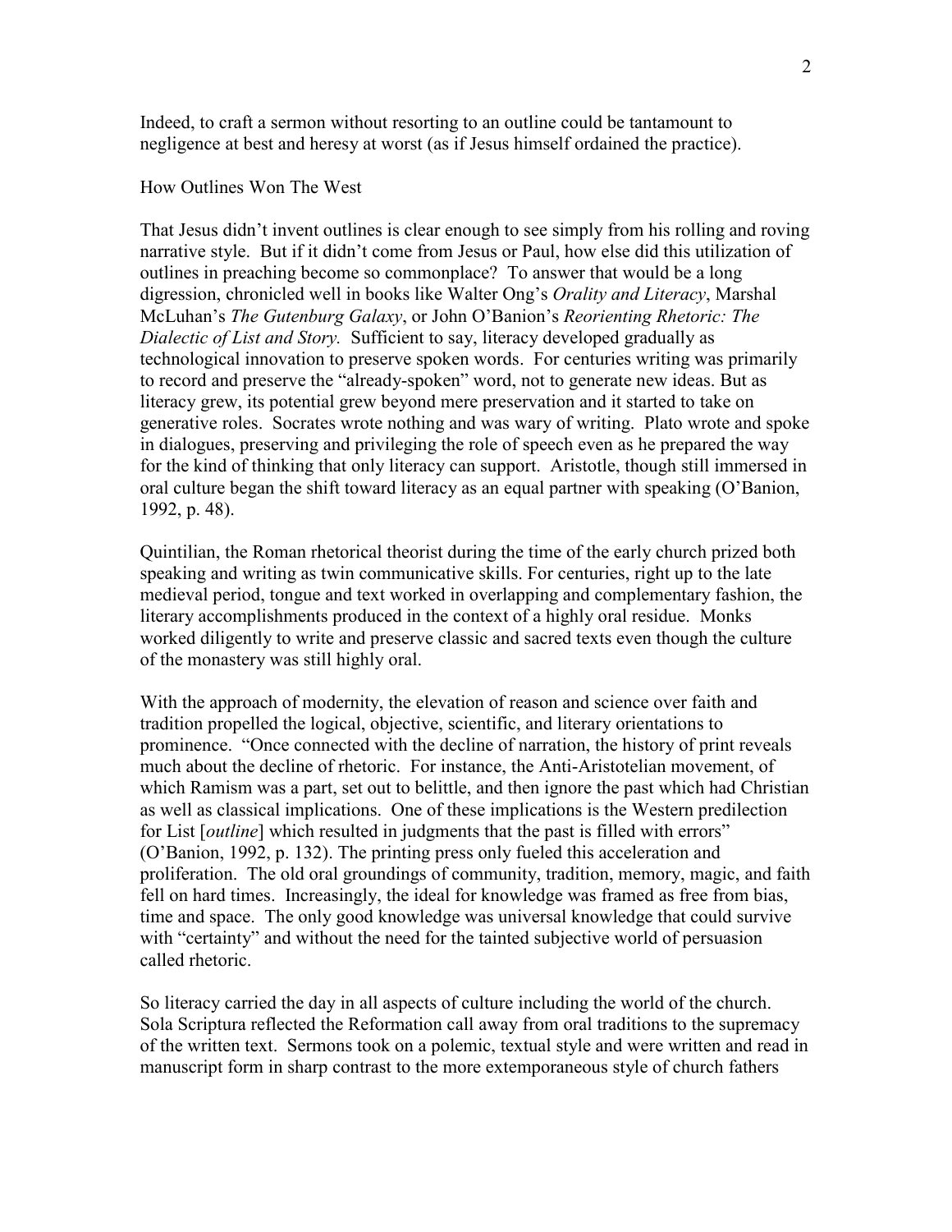Indeed, to craft a sermon without resorting to an outline could be tantamount to negligence at best and heresy at worst (as if Jesus himself ordained the practice).

## How Outlines Won The West

That Jesus didn't invent outlines is clear enough to see simply from his rolling and roving narrative style. But if it didn't come from Jesus or Paul, how else did this utilization of outlines in preaching become so commonplace? To answer that would be a long digression, chronicled well in books like Walter Ong's *Orality and Literacy*, Marshal McLuhan's *The Gutenburg Galaxy*, or John O'Banion's *Reorienting Rhetoric: The Dialectic of List and Story.* Sufficient to say, literacy developed gradually as technological innovation to preserve spoken words. For centuries writing was primarily to record and preserve the "already-spoken" word, not to generate new ideas. But as literacy grew, its potential grew beyond mere preservation and it started to take on generative roles. Socrates wrote nothing and was wary of writing. Plato wrote and spoke in dialogues, preserving and privileging the role of speech even as he prepared the way for the kind of thinking that only literacy can support. Aristotle, though still immersed in oral culture began the shift toward literacy as an equal partner with speaking (O'Banion, 1992, p. 48).

Quintilian, the Roman rhetorical theorist during the time of the early church prized both speaking and writing as twin communicative skills. For centuries, right up to the late medieval period, tongue and text worked in overlapping and complementary fashion, the literary accomplishments produced in the context of a highly oral residue. Monks worked diligently to write and preserve classic and sacred texts even though the culture of the monastery was still highly oral.

With the approach of modernity, the elevation of reason and science over faith and tradition propelled the logical, objective, scientific, and literary orientations to prominence. "Once connected with the decline of narration, the history of print reveals much about the decline of rhetoric. For instance, the Anti-Aristotelian movement, of which Ramism was a part, set out to belittle, and then ignore the past which had Christian as well as classical implications. One of these implications is the Western predilection for List [*outline*] which resulted in judgments that the past is filled with errors" (O'Banion, 1992, p. 132). The printing press only fueled this acceleration and proliferation. The old oral groundings of community, tradition, memory, magic, and faith fell on hard times. Increasingly, the ideal for knowledge was framed as free from bias, time and space. The only good knowledge was universal knowledge that could survive with "certainty" and without the need for the tainted subjective world of persuasion called rhetoric.

So literacy carried the day in all aspects of culture including the world of the church. Sola Scriptura reflected the Reformation call away from oral traditions to the supremacy of the written text. Sermons took on a polemic, textual style and were written and read in manuscript form in sharp contrast to the more extemporaneous style of church fathers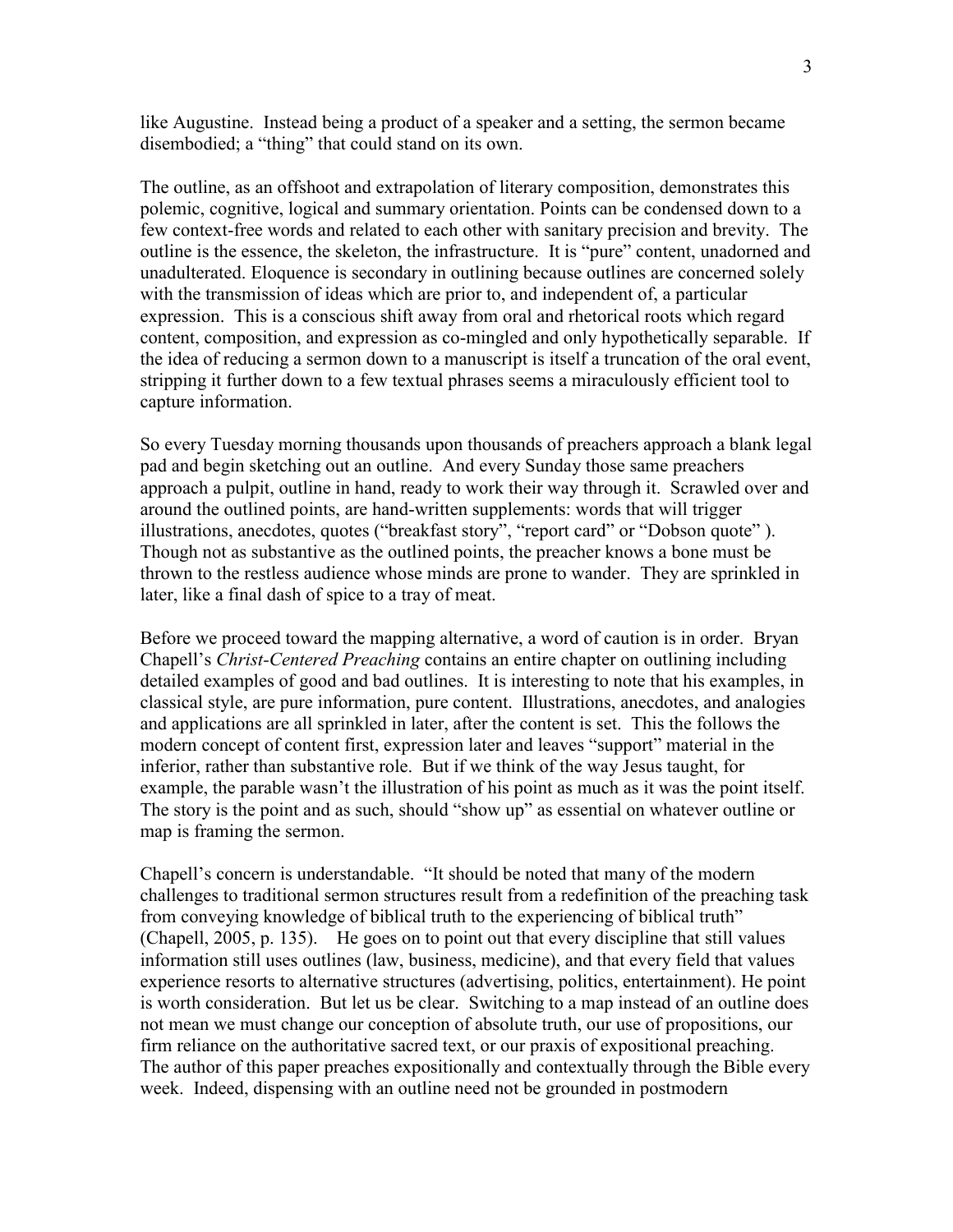like Augustine. Instead being a product of a speaker and a setting, the sermon became disembodied; a "thing" that could stand on its own.

The outline, as an offshoot and extrapolation of literary composition, demonstrates this polemic, cognitive, logical and summary orientation. Points can be condensed down to a few context-free words and related to each other with sanitary precision and brevity. The outline is the essence, the skeleton, the infrastructure. It is "pure" content, unadorned and unadulterated. Eloquence is secondary in outlining because outlines are concerned solely with the transmission of ideas which are prior to, and independent of, a particular expression. This is a conscious shift away from oral and rhetorical roots which regard content, composition, and expression as co-mingled and only hypothetically separable. If the idea of reducing a sermon down to a manuscript is itself a truncation of the oral event, stripping it further down to a few textual phrases seems a miraculously efficient tool to capture information.

So every Tuesday morning thousands upon thousands of preachers approach a blank legal pad and begin sketching out an outline. And every Sunday those same preachers approach a pulpit, outline in hand, ready to work their way through it. Scrawled over and around the outlined points, are hand-written supplements: words that will trigger illustrations, anecdotes, quotes ("breakfast story", "report card" or "Dobson quote" ). Though not as substantive as the outlined points, the preacher knows a bone must be thrown to the restless audience whose minds are prone to wander. They are sprinkled in later, like a final dash of spice to a tray of meat.

Before we proceed toward the mapping alternative, a word of caution is in order. Bryan Chapell's *Christ-Centered Preaching* contains an entire chapter on outlining including detailed examples of good and bad outlines. It is interesting to note that his examples, in classical style, are pure information, pure content. Illustrations, anecdotes, and analogies and applications are all sprinkled in later, after the content is set. This the follows the modern concept of content first, expression later and leaves "support" material in the inferior, rather than substantive role. But if we think of the way Jesus taught, for example, the parable wasn't the illustration of his point as much as it was the point itself. The story is the point and as such, should "show up" as essential on whatever outline or map is framing the sermon.

Chapell's concern is understandable. "It should be noted that many of the modern challenges to traditional sermon structures result from a redefinition of the preaching task from conveying knowledge of biblical truth to the experiencing of biblical truth" (Chapell, 2005, p. 135). He goes on to point out that every discipline that still values information still uses outlines (law, business, medicine), and that every field that values experience resorts to alternative structures (advertising, politics, entertainment). He point is worth consideration. But let us be clear. Switching to a map instead of an outline does not mean we must change our conception of absolute truth, our use of propositions, our firm reliance on the authoritative sacred text, or our praxis of expositional preaching. The author of this paper preaches expositionally and contextually through the Bible every week. Indeed, dispensing with an outline need not be grounded in postmodern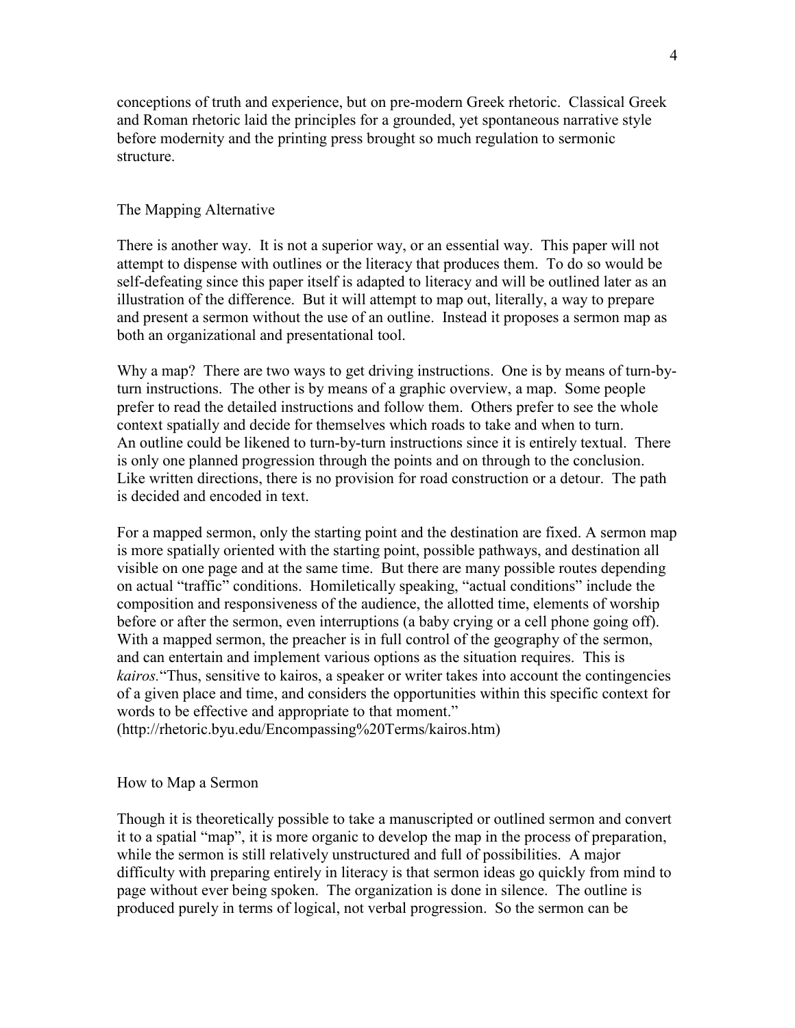conceptions of truth and experience, but on pre-modern Greek rhetoric. Classical Greek and Roman rhetoric laid the principles for a grounded, yet spontaneous narrative style before modernity and the printing press brought so much regulation to sermonic structure.

## The Mapping Alternative

There is another way. It is not a superior way, or an essential way. This paper will not attempt to dispense with outlines or the literacy that produces them. To do so would be self-defeating since this paper itself is adapted to literacy and will be outlined later as an illustration of the difference. But it will attempt to map out, literally, a way to prepare and present a sermon without the use of an outline. Instead it proposes a sermon map as both an organizational and presentational tool.

Why a map? There are two ways to get driving instructions. One is by means of turn-by-turn instructions. The other is by means of a graphic overview, a map. Some people prefer to read the detailed instructions and follow them. Others prefer to see the whole context spatially and decide for themselves which roads to take and when to turn. An outline could be likened to turn-by-turn instructions since it is entirely textual. There is only one planned progression through the points and on through to the conclusion. Like written directions, there is no provision for road construction or a detour. The path is decided and encoded in text.

For a mapped sermon, only the starting point and the destination are fixed. A sermon map is more spatially oriented with the starting point, possible pathways, and destination all visible on one page and at the same time. But there are many possible routes depending on actual "traffic" conditions. Homiletically speaking, "actual conditions" include the composition and responsiveness of the audience, the allotted time, elements of worship before or after the sermon, even interruptions (a baby crying or a cell phone going off). With a mapped sermon, the preacher is in full control of the geography of the sermon, and can entertain and implement various options as the situation requires. This is *kairos.* "Thus, sensitive to kairos, a speaker or writer takes into account the contingencies of a given place and time, and considers the opportunities within this specific context for words to be effective and appropriate to that moment." (http://rhetoric.byu.edu/Encompassing%20Terms/kairos.htm)

## How to Map a Sermon

Though it is theoretically possible to take a manuscripted or outlined sermon and convert it to a spatial "map", it is more organic to develop the map in the process of preparation, while the sermon is still relatively unstructured and full of possibilities. A major difficulty with preparing entirely in literacy is that sermon ideas go quickly from mind to page without ever being spoken. The organization is done in silence. The outline is produced purely in terms of logical, not verbal progression. So the sermon can be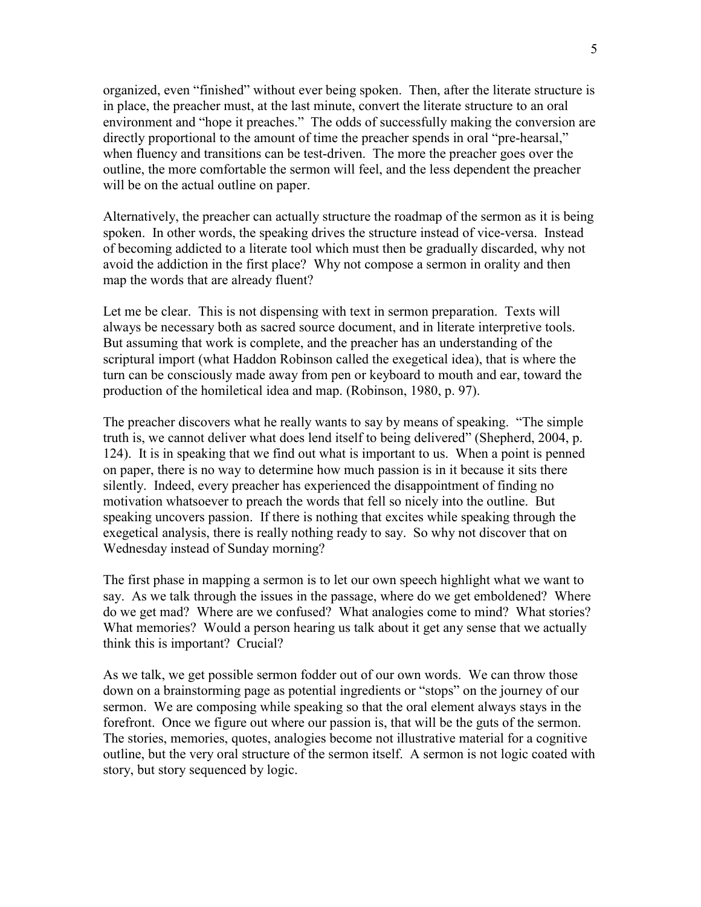organized, even "finished" without ever being spoken. Then, after the literate structure is in place, the preacher must, at the last minute, convert the literate structure to an oral environment and "hope it preaches." The odds of successfully making the conversion are directly proportional to the amount of time the preacher spends in oral "pre-hearsal," when fluency and transitions can be test-driven. The more the preacher goes over the outline, the more comfortable the sermon will feel, and the less dependent the preacher will be on the actual outline on paper.

Alternatively, the preacher can actually structure the roadmap of the sermon as it is being spoken. In other words, the speaking drives the structure instead of vice-versa. Instead of becoming addicted to a literate tool which must then be gradually discarded, why not avoid the addiction in the first place? Why not compose a sermon in orality and then map the words that are already fluent?

Let me be clear. This is not dispensing with text in sermon preparation. Texts will always be necessary both as sacred source document, and in literate interpretive tools. But assuming that work is complete, and the preacher has an understanding of the scriptural import (what Haddon Robinson called the exegetical idea), that is where the turn can be consciously made away from pen or keyboard to mouth and ear, toward the production of the homiletical idea and map. (Robinson, 1980, p. 97).

The preacher discovers what he really wants to say by means of speaking. "The simple truth is, we cannot deliver what does lend itself to being delivered" (Shepherd, 2004, p. 124). It is in speaking that we find out what is important to us. When a point is penned on paper, there is no way to determine how much passion is in it because it sits there silently. Indeed, every preacher has experienced the disappointment of finding no motivation whatsoever to preach the words that fell so nicely into the outline. But speaking uncovers passion. If there is nothing that excites while speaking through the exegetical analysis, there is really nothing ready to say. So why not discover that on Wednesday instead of Sunday morning?

The first phase in mapping a sermon is to let our own speech highlight what we want to say. As we talk through the issues in the passage, where do we get emboldened? Where do we get mad? Where are we confused? What analogies come to mind? What stories? What memories? Would a person hearing us talk about it get any sense that we actually think this is important? Crucial?

As we talk, we get possible sermon fodder out of our own words. We can throw those down on a brainstorming page as potential ingredients or "stops" on the journey of our sermon. We are composing while speaking so that the oral element always stays in the forefront. Once we figure out where our passion is, that will be the guts of the sermon. The stories, memories, quotes, analogies become not illustrative material for a cognitive outline, but the very oral structure of the sermon itself. A sermon is not logic coated with story, but story sequenced by logic.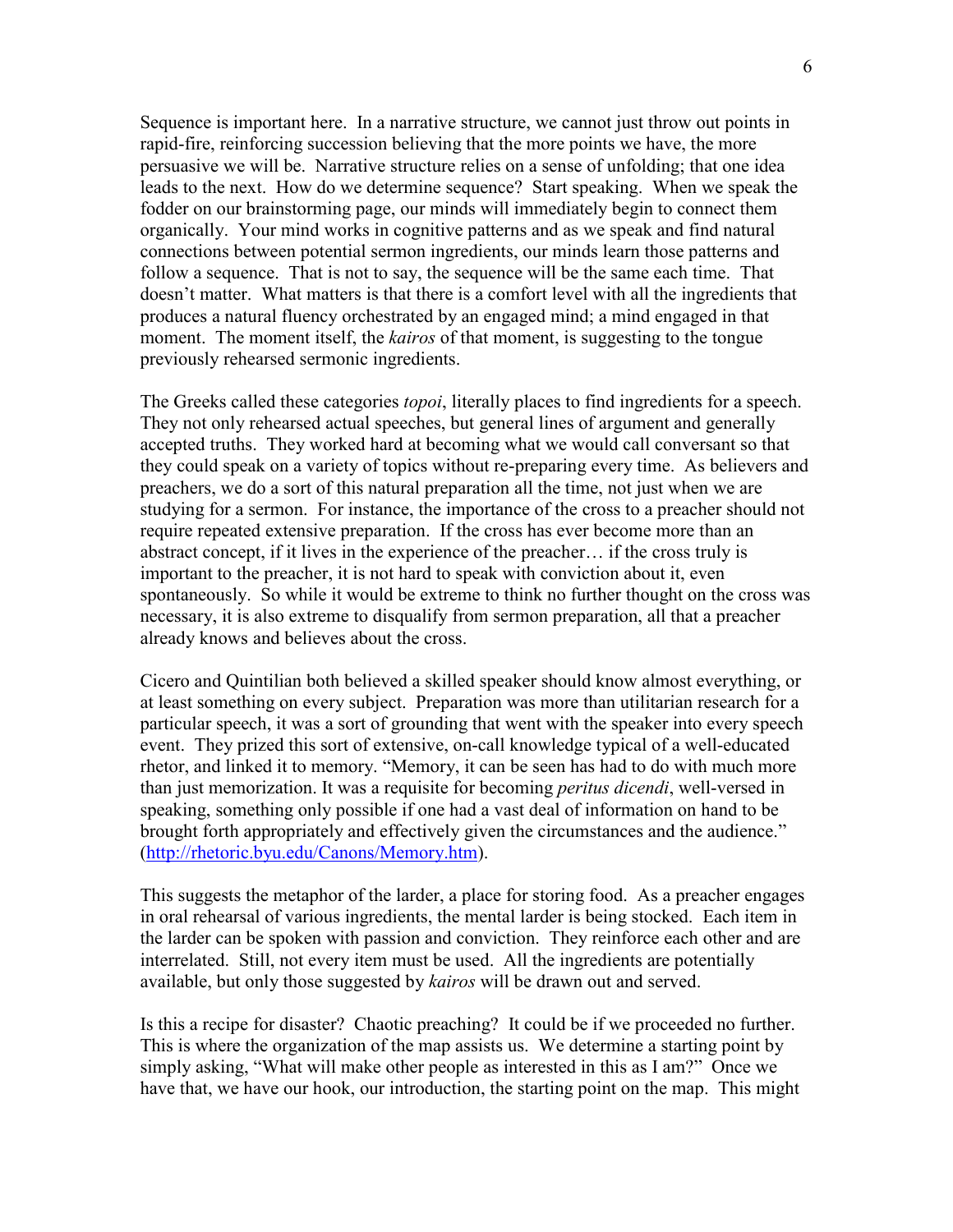Sequence is important here. In a narrative structure, we cannot just throw out points in rapid-fire, reinforcing succession believing that the more points we have, the more persuasive we will be. Narrative structure relies on a sense of unfolding; that one idea leads to the next. How do we determine sequence? Start speaking. When we speak the fodder on our brainstorming page, our minds will immediately begin to connect them organically. Your mind works in cognitive patterns and as we speak and find natural connections between potential sermon ingredients, our minds learn those patterns and follow a sequence. That is not to say, the sequence will be the same each time. That doesn't matter. What matters is that there is a comfort level with all the ingredients that produces a natural fluency orchestrated by an engaged mind; a mind engaged in that moment. The moment itself, the *kairos* of that moment, is suggesting to the tongue previously rehearsed sermonic ingredients.

The Greeks called these categories *topoi*, literally places to find ingredients for a speech. They not only rehearsed actual speeches, but general lines of argument and generally accepted truths. They worked hard at becoming what we would call conversant so that they could speak on a variety of topics without re-preparing every time. As believers and preachers, we do a sort of this natural preparation all the time, not just when we are studying for a sermon. For instance, the importance of the cross to a preacher should not require repeated extensive preparation. If the cross has ever become more than an abstract concept, if it lives in the experience of the preacher… if the cross truly is important to the preacher, it is not hard to speak with conviction about it, even spontaneously. So while it would be extreme to think no further thought on the cross was necessary, it is also extreme to disqualify from sermon preparation, all that a preacher already knows and believes about the cross.

Cicero and Quintilian both believed a skilled speaker should know almost everything, or at least something on every subject. Preparation was more than utilitarian research for a particular speech, it was a sort of grounding that went with the speaker into every speech event. They prized this sort of extensive, on-call knowledge typical of a well-educated rhetor, and linked it to memory. "Memory, it can be seen has had to do with much more than just memorization. It was a requisite for becoming *peritus dicendi*, well-versed in speaking, something only possible if one had a vast deal of information on hand to be brought forth appropriately and effectively given the circumstances and the audience." (http://rhetoric.byu.edu/Canons/Memory.htm).

This suggests the metaphor of the larder, a place for storing food. As a preacher engages in oral rehearsal of various ingredients, the mental larder is being stocked. Each item in the larder can be spoken with passion and conviction. They reinforce each other and are interrelated. Still, not every item must be used. All the ingredients are potentially available, but only those suggested by *kairos* will be drawn out and served.

Is this a recipe for disaster? Chaotic preaching? It could be if we proceeded no further. This is where the organization of the map assists us. We determine a starting point by simply asking, "What will make other people as interested in this as I am?" Once we have that, we have our hook, our introduction, the starting point on the map. This might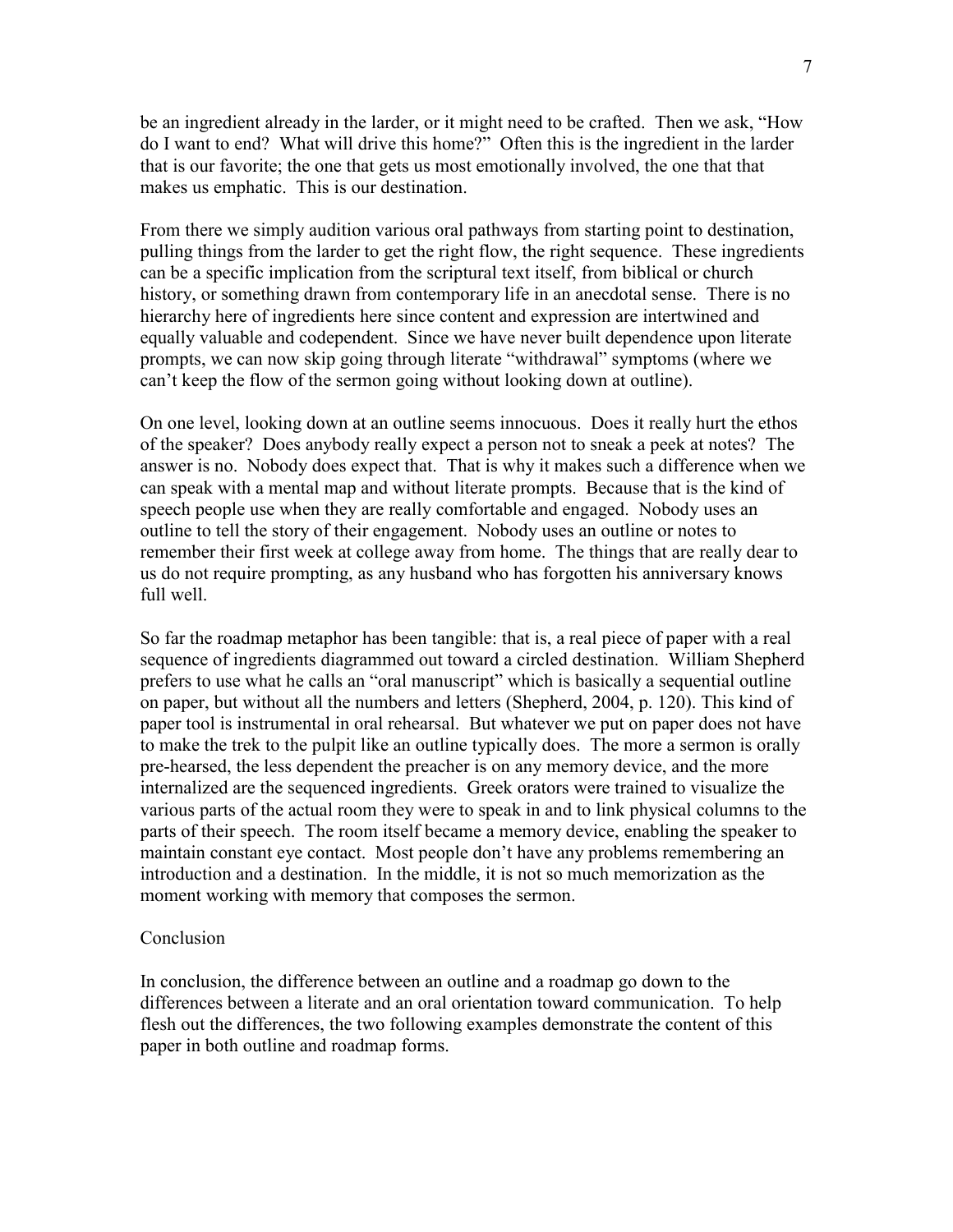be an ingredient already in the larder, or it might need to be crafted. Then we ask, "How do I want to end? What will drive this home?" Often this is the ingredient in the larder that is our favorite; the one that gets us most emotionally involved, the one that that makes us emphatic. This is our destination.

From there we simply audition various oral pathways from starting point to destination, pulling things from the larder to get the right flow, the right sequence. These ingredients can be a specific implication from the scriptural text itself, from biblical or church history, or something drawn from contemporary life in an anecdotal sense. There is no hierarchy here of ingredients here since content and expression are intertwined and equally valuable and codependent. Since we have never built dependence upon literate prompts, we can now skip going through literate "withdrawal" symptoms (where we can't keep the flow of the sermon going without looking down at outline).

On one level, looking down at an outline seems innocuous. Does it really hurt the ethos of the speaker? Does anybody really expect a person not to sneak a peek at notes? The answer is no. Nobody does expect that. That is why it makes such a difference when we can speak with a mental map and without literate prompts. Because that is the kind of speech people use when they are really comfortable and engaged. Nobody uses an outline to tell the story of their engagement. Nobody uses an outline or notes to remember their first week at college away from home. The things that are really dear to us do not require prompting, as any husband who has forgotten his anniversary knows full well.

So far the roadmap metaphor has been tangible: that is, a real piece of paper with a real sequence of ingredients diagrammed out toward a circled destination. William Shepherd prefers to use what he calls an "oral manuscript" which is basically a sequential outline on paper, but without all the numbers and letters (Shepherd, 2004, p. 120). This kind of paper tool is instrumental in oral rehearsal. But whatever we put on paper does not have to make the trek to the pulpit like an outline typically does. The more a sermon is orally pre-hearsed, the less dependent the preacher is on any memory device, and the more internalized are the sequenced ingredients. Greek orators were trained to visualize the various parts of the actual room they were to speak in and to link physical columns to the parts of their speech. The room itself became a memory device, enabling the speaker to maintain constant eye contact. Most people don't have any problems remembering an introduction and a destination. In the middle, it is not so much memorization as the moment working with memory that composes the sermon.

## Conclusion

In conclusion, the difference between an outline and a roadmap go down to the differences between a literate and an oral orientation toward communication. To help flesh out the differences, the two following examples demonstrate the content of this paper in both outline and roadmap forms.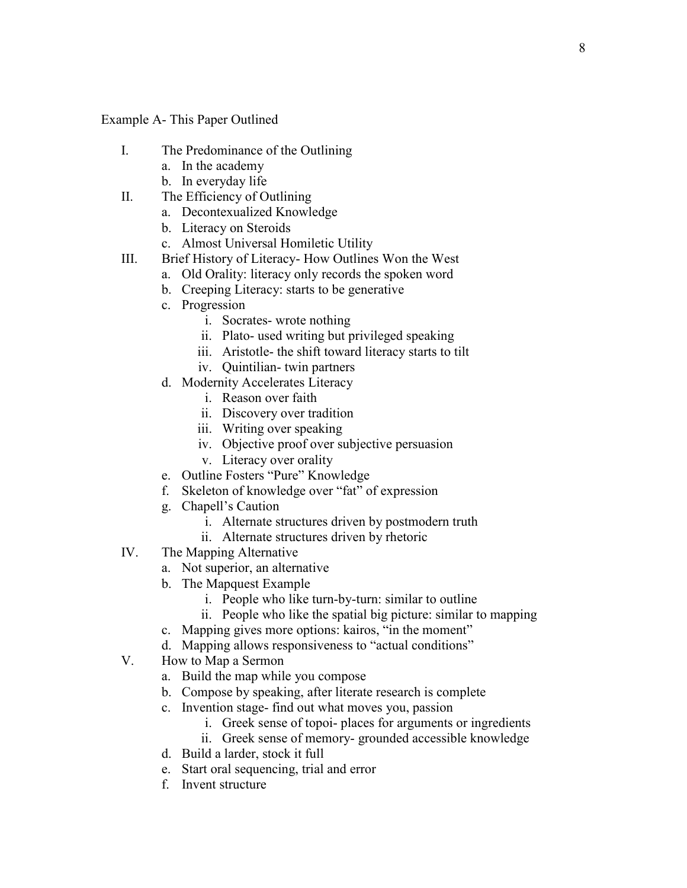Example A- This Paper Outlined

I. The Predominance of the Outlining
   a. In the academy
   b. In everyday life
II. The Efficiency of Outlining
   a. Decontexualized Knowledge
   b. Literacy on Steroids
   c. Almost Universal Homiletic Utility
III. Brief History of Literacy- How Outlines Won the West
   a. Old Orality: literacy only records the spoken word
   b. Creeping Literacy: starts to be generative
   c. Progression
      i. Socrates- wrote nothing
      ii. Plato- used writing but privileged speaking
      iii. Aristotle- the shift toward literacy starts to tilt
      iv. Quintilian- twin partners
   d. Modernity Accelerates Literacy
      i. Reason over faith
      ii. Discovery over tradition
      iii. Writing over speaking
      iv. Objective proof over subjective persuasion
      v. Literacy over orality
   e. Outline Fosters "Pure" Knowledge
   f. Skeleton of knowledge over "fat" of expression
   g. Chapell's Caution
      i. Alternate structures driven by postmodern truth
      ii. Alternate structures driven by rhetoric
IV. The Mapping Alternative
   a. Not superior, an alternative
   b. The Mapquest Example
      i. People who like turn-by-turn: similar to outline
      ii. People who like the spatial big picture: similar to mapping
   c. Mapping gives more options: kairos, "in the moment"
   d. Mapping allows responsiveness to "actual conditions"
V. How to Map a Sermon
   a. Build the map while you compose
   b. Compose by speaking, after literate research is complete
   c. Invention stage- find out what moves you, passion
      i. Greek sense of topoi- places for arguments or ingredients
      ii. Greek sense of memory- grounded accessible knowledge
   d. Build a larder, stock it full
   e. Start oral sequencing, trial and error
   f. Invent structure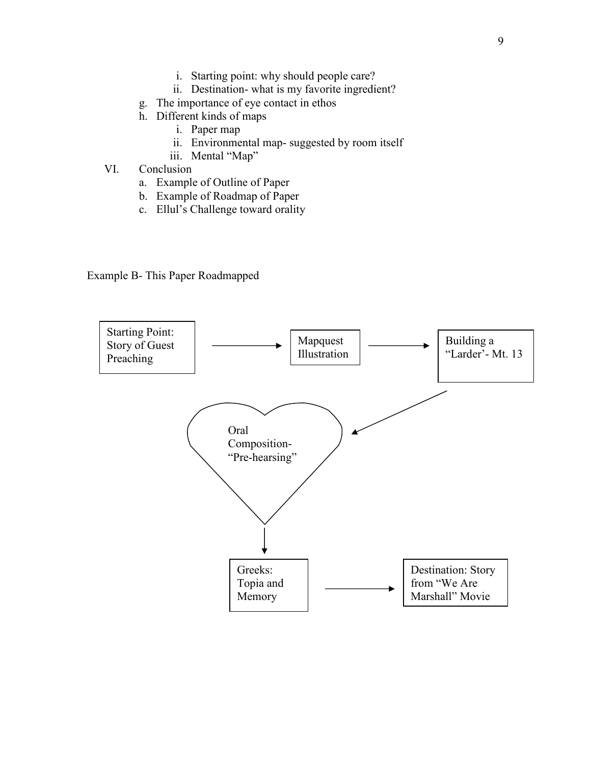i. Starting point: why should people care?
      ii. Destination- what is my favorite ingredient?
   g. The importance of eye contact in ethos
   h. Different kinds of maps
      i. Paper map
      ii. Environmental map- suggested by room itself
      iii. Mental "Map"

VI. Conclusion
   a. Example of Outline of Paper
   b. Example of Roadmap of Paper
   c. Ellul's Challenge toward orality

Example B- This Paper Roadmapped

Starting Point: Story of Guest Preaching → Mapquest Illustration → Building a "Larder'- Mt. 13 → Oral Composition- "Pre-hearsing" → Greeks: Topia and Memory → Destination: Story from "We Are Marshall" Movie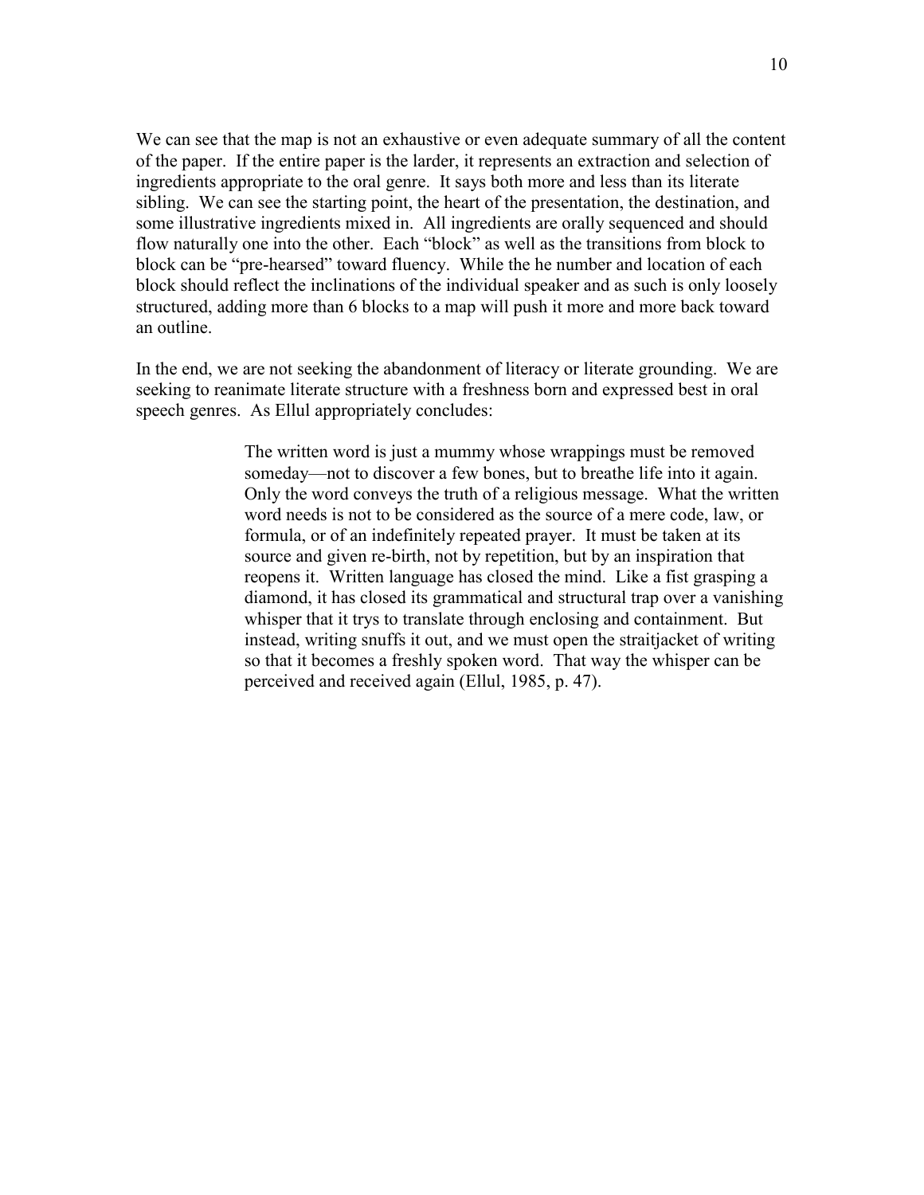We can see that the map is not an exhaustive or even adequate summary of all the content of the paper. If the entire paper is the larder, it represents an extraction and selection of ingredients appropriate to the oral genre. It says both more and less than its literate sibling. We can see the starting point, the heart of the presentation, the destination, and some illustrative ingredients mixed in. All ingredients are orally sequenced and should flow naturally one into the other. Each "block" as well as the transitions from block to block can be "pre-hearsed" toward fluency. While the he number and location of each block should reflect the inclinations of the individual speaker and as such is only loosely structured, adding more than 6 blocks to a map will push it more and more back toward an outline.

In the end, we are not seeking the abandonment of literacy or literate grounding. We are seeking to reanimate literate structure with a freshness born and expressed best in oral speech genres. As Ellul appropriately concludes:

> The written word is just a mummy whose wrappings must be removed someday—not to discover a few bones, but to breathe life into it again. Only the word conveys the truth of a religious message. What the written word needs is not to be considered as the source of a mere code, law, or formula, or of an indefinitely repeated prayer. It must be taken at its source and given re-birth, not by repetition, but by an inspiration that reopens it. Written language has closed the mind. Like a fist grasping a diamond, it has closed its grammatical and structural trap over a vanishing whisper that it trys to translate through enclosing and containment. But instead, writing snuffs it out, and we must open the straitjacket of writing so that it becomes a freshly spoken word. That way the whisper can be perceived and received again (Ellul, 1985, p. 47).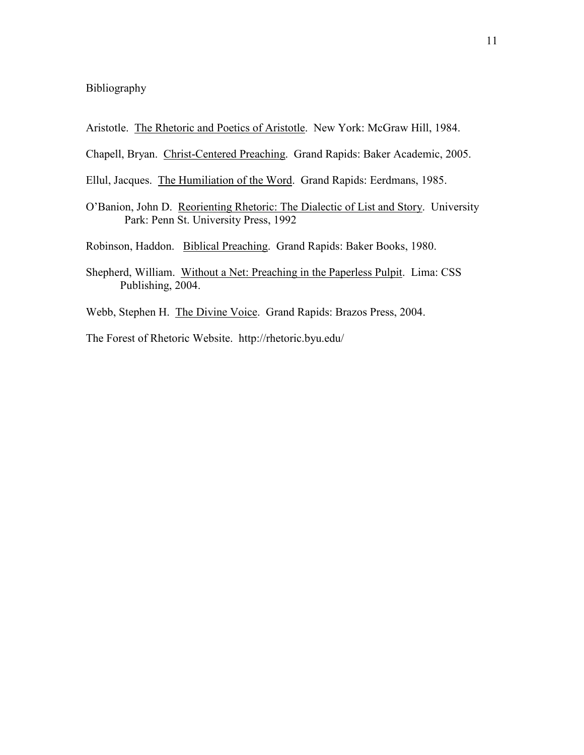# Bibliography

Aristotle. The Rhetoric and Poetics of Aristotle. New York: McGraw Hill, 1984.

Chapell, Bryan. Christ-Centered Preaching. Grand Rapids: Baker Academic, 2005.

Ellul, Jacques. The Humiliation of the Word. Grand Rapids: Eerdmans, 1985.

O'Banion, John D. Reorienting Rhetoric: The Dialectic of List and Story. University Park: Penn St. University Press, 1992

Robinson, Haddon. Biblical Preaching. Grand Rapids: Baker Books, 1980.

Shepherd, William. Without a Net: Preaching in the Paperless Pulpit. Lima: CSS Publishing, 2004.

Webb, Stephen H. The Divine Voice. Grand Rapids: Brazos Press, 2004.

The Forest of Rhetoric Website. http://rhetoric.byu.edu/